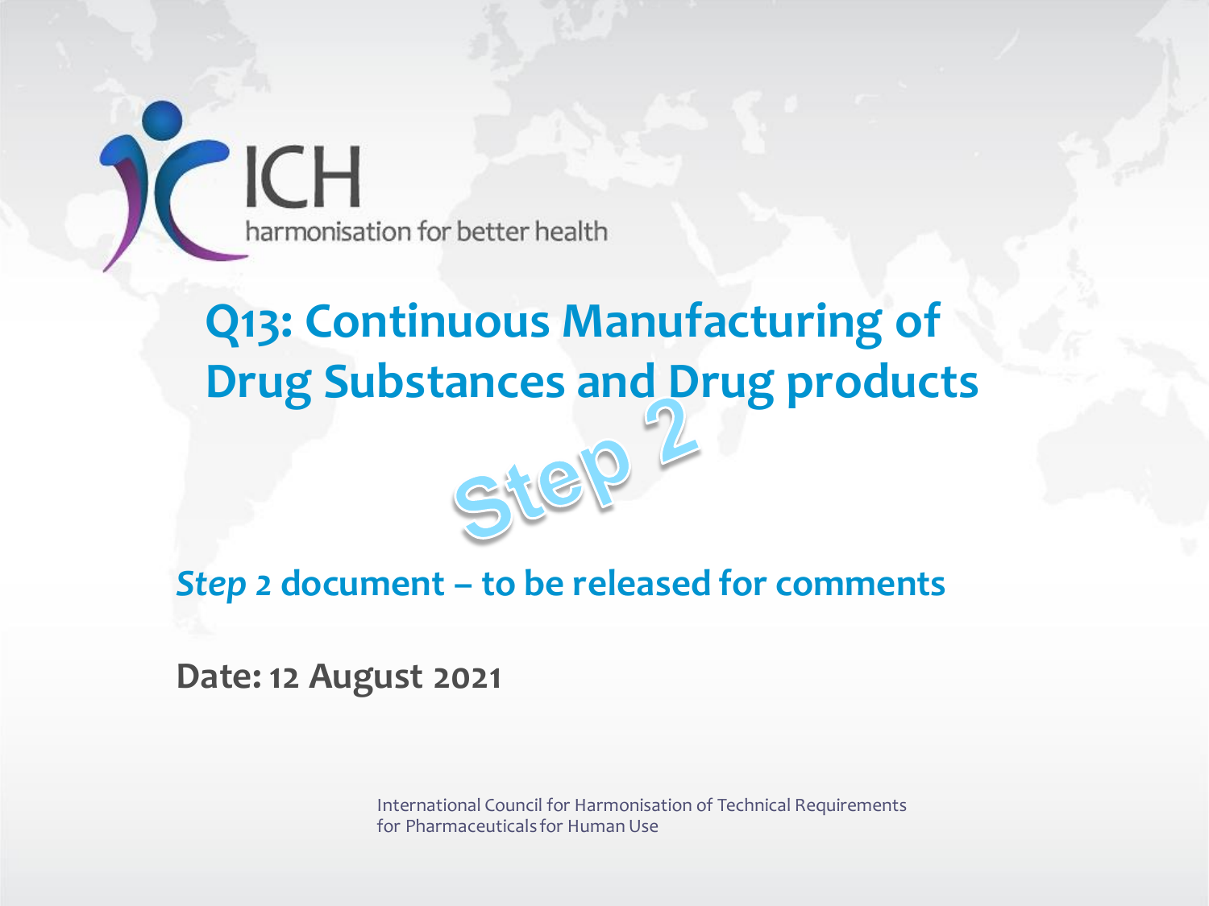ICH

harmonisation for better health

# Q13: Continuous Manufacturing of Drug Substances and Drug products

Step 2

## *Step* 2 document – to be released for comments

**Date: 12 August 2021**

International Council for Harmonisation of Technical Requirements for Pharmaceuticals for Human Use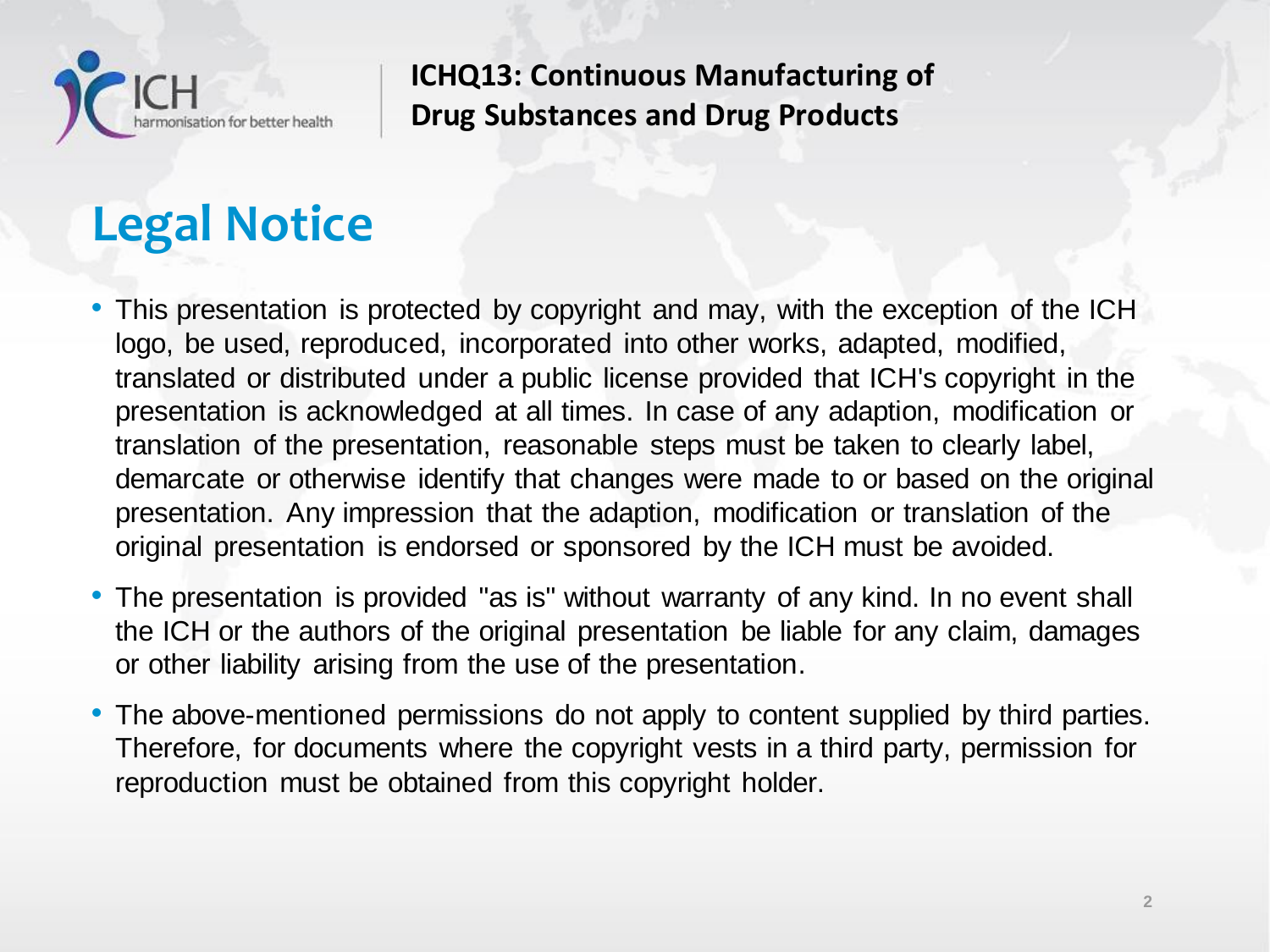# Legal Notice

- This presentation is protected by copyright and may, with the exception of the ICH logo, be used, reproduced, incorporated into other works, adapted, modified, translated or distributed under a public license provided that ICH's copyright in the presentation is acknowledged at all times. In case of any adaption, modification or translation of the presentation, reasonable steps must be taken to clearly label, demarcate or otherwise identify that changes were made to or based on the original presentation. Any impression that the adaption, modification or translation of the original presentation is endorsed or sponsored by the ICH must be avoided.
- The presentation is provided "as is" without warranty of any kind. In no event shall the ICH or the authors of the original presentation be liable for any claim, damages or other liability arising from the use of the presentation.
- The above-mentioned permissions do not apply to content supplied by third parties. Therefore, for documents where the copyright vests in a third party, permission for reproduction must be obtained from this copyright holder.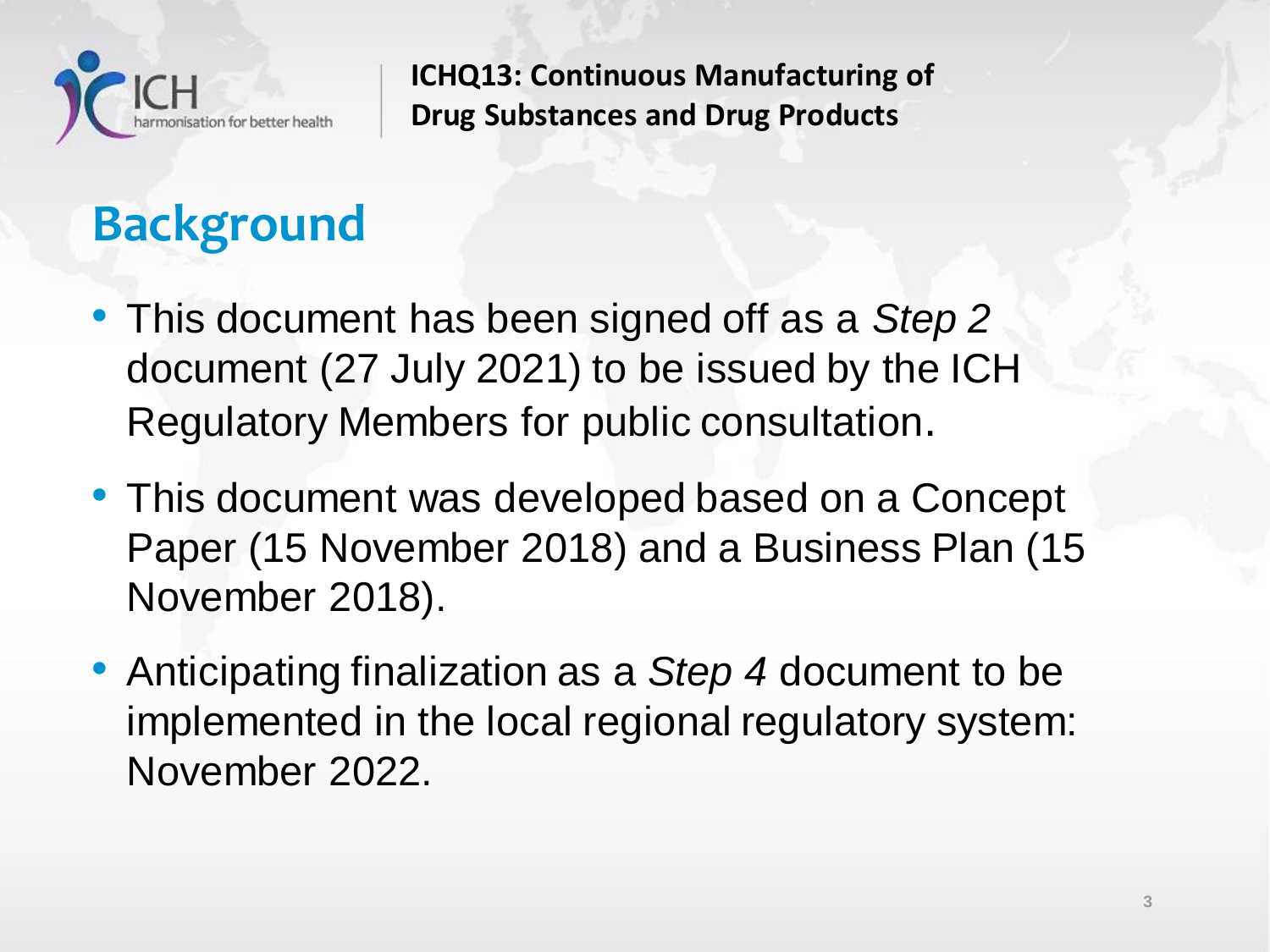## Background

- This document has been signed off as a *Step 2* document (27 July 2021) to be issued by the ICH Regulatory Members for public consultation.
- This document was developed based on a Concept Paper (15 November 2018) and a Business Plan (15 November 2018).
- Anticipating finalization as a *Step 4* document to be implemented in the local regional regulatory system: November 2022.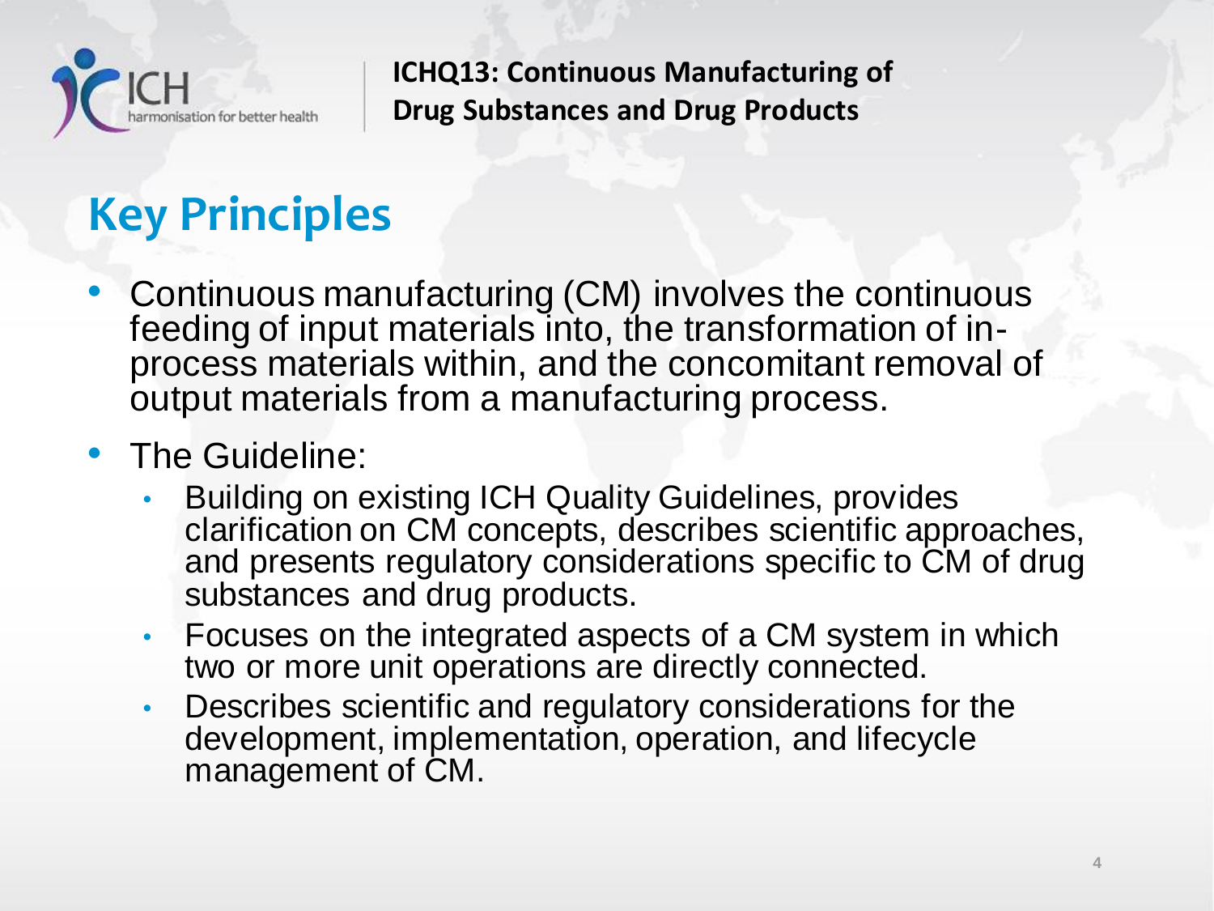# Key Principles

- Continuous manufacturing (CM) involves the continuous feeding of input materials into, the transformation of in-process materials within, and the concomitant removal of output materials from a manufacturing process.
- The Guideline:
  - Building on existing ICH Quality Guidelines, provides clarification on CM concepts, describes scientific approaches, and presents regulatory considerations specific to CM of drug substances and drug products.
  - Focuses on the integrated aspects of a CM system in which two or more unit operations are directly connected.
  - Describes scientific and regulatory considerations for the development, implementation, operation, and lifecycle management of CM.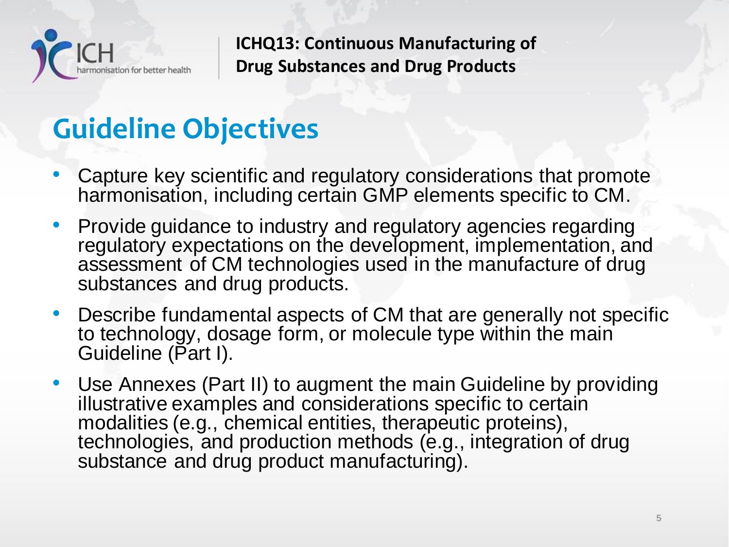## Guideline Objectives

- Capture key scientific and regulatory considerations that promote harmonisation, including certain GMP elements specific to CM.
- Provide guidance to industry and regulatory agencies regarding regulatory expectations on the development, implementation, and assessment of CM technologies used in the manufacture of drug substances and drug products.
- Describe fundamental aspects of CM that are generally not specific to technology, dosage form, or molecule type within the main Guideline (Part I).
- Use Annexes (Part II) to augment the main Guideline by providing illustrative examples and considerations specific to certain modalities (e.g., chemical entities, therapeutic proteins), technologies, and production methods (e.g., integration of drug substance and drug product manufacturing).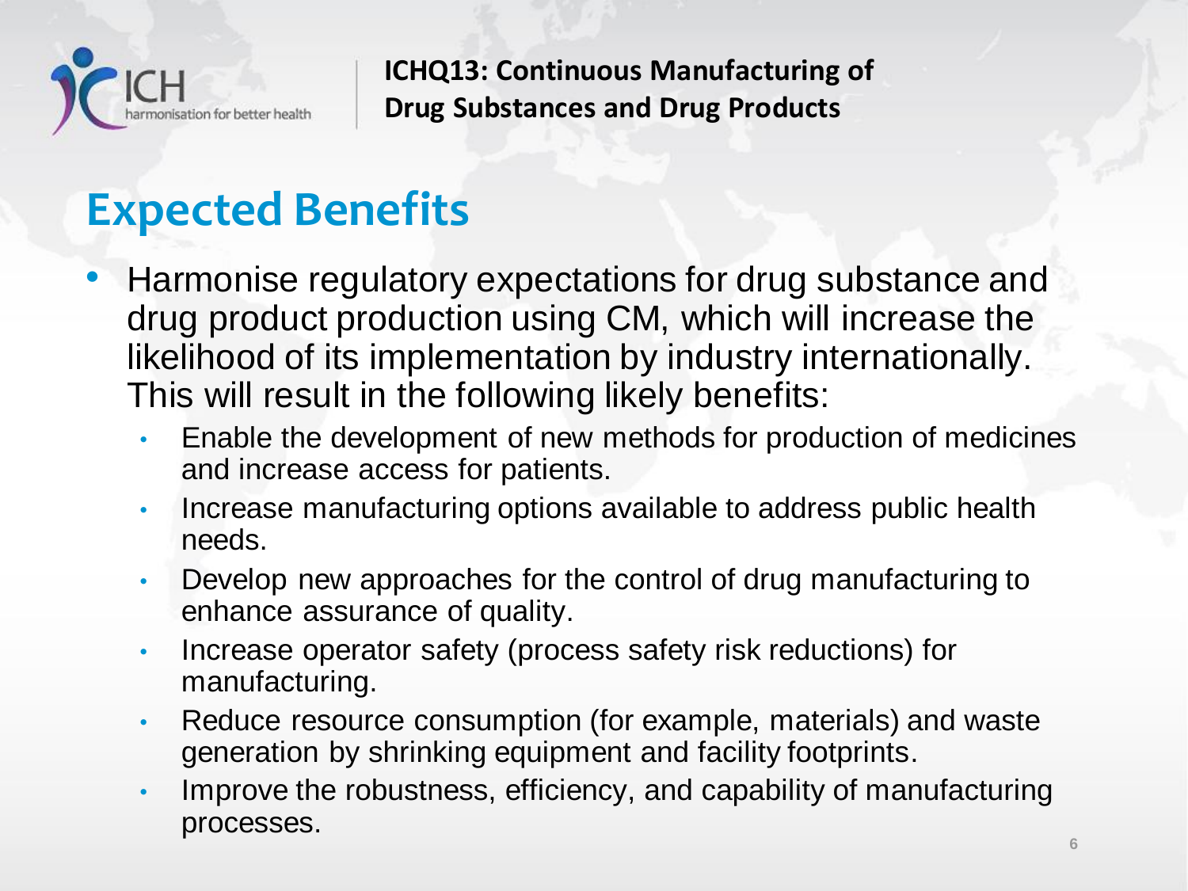## Expected Benefits

- Harmonise regulatory expectations for drug substance and drug product production using CM, which will increase the likelihood of its implementation by industry internationally. This will result in the following likely benefits:
  - Enable the development of new methods for production of medicines and increase access for patients.
  - Increase manufacturing options available to address public health needs.
  - Develop new approaches for the control of drug manufacturing to enhance assurance of quality.
  - Increase operator safety (process safety risk reductions) for manufacturing.
  - Reduce resource consumption (for example, materials) and waste generation by shrinking equipment and facility footprints.
  - Improve the robustness, efficiency, and capability of manufacturing processes.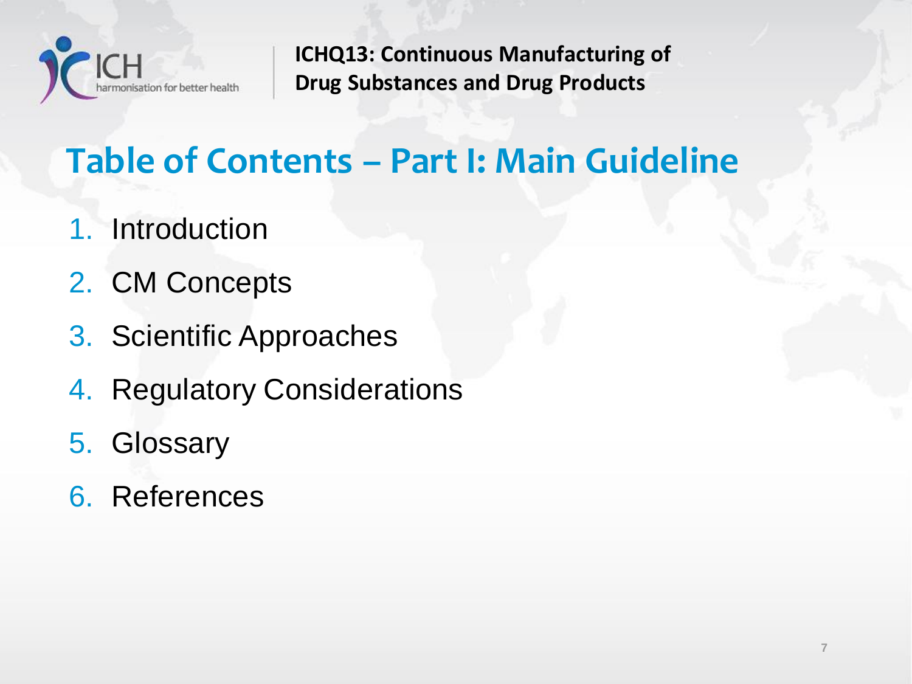# Table of Contents – Part I: Main Guideline

1. Introduction
2. CM Concepts
3. Scientific Approaches
4. Regulatory Considerations
5. Glossary
6. References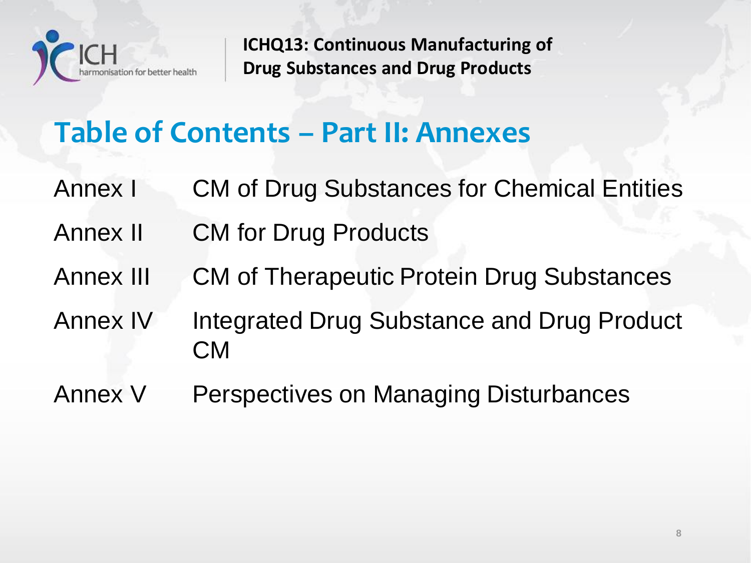## Table of Contents – Part II: Annexes

| | |
|---|---|
| Annex I | CM of Drug Substances for Chemical Entities |
| Annex II | CM for Drug Products |
| Annex III | CM of Therapeutic Protein Drug Substances |
| Annex IV | Integrated Drug Substance and Drug Product CM |
| Annex V | Perspectives on Managing Disturbances |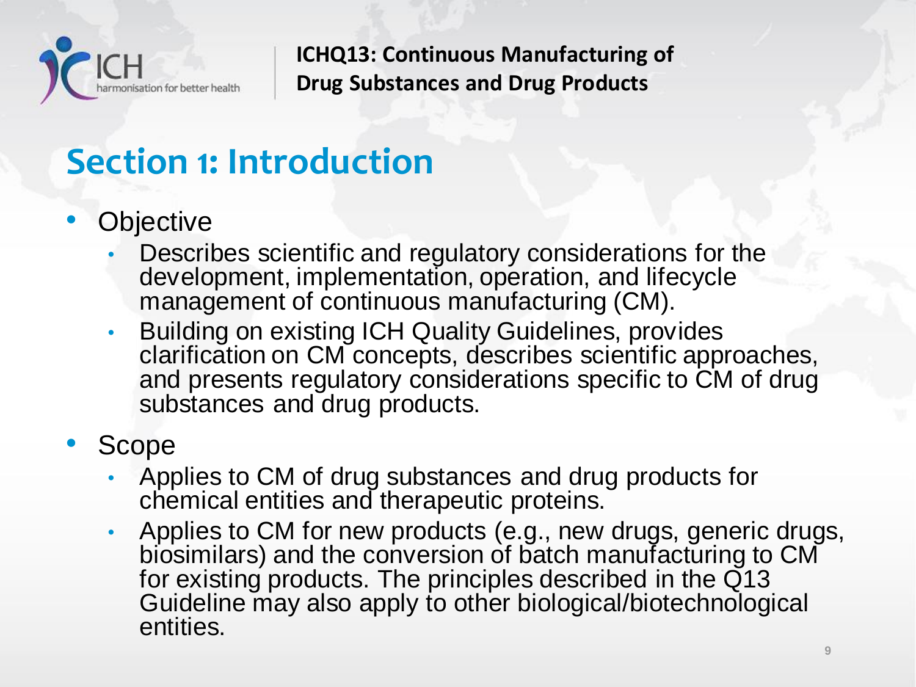## Section 1: Introduction

- Objective
  - Describes scientific and regulatory considerations for the development, implementation, operation, and lifecycle management of continuous manufacturing (CM).
  - Building on existing ICH Quality Guidelines, provides clarification on CM concepts, describes scientific approaches, and presents regulatory considerations specific to CM of drug substances and drug products.
- Scope
  - Applies to CM of drug substances and drug products for chemical entities and therapeutic proteins.
  - Applies to CM for new products (e.g., new drugs, generic drugs, biosimilars) and the conversion of batch manufacturing to CM for existing products. The principles described in the Q13 Guideline may also apply to other biological/biotechnological entities.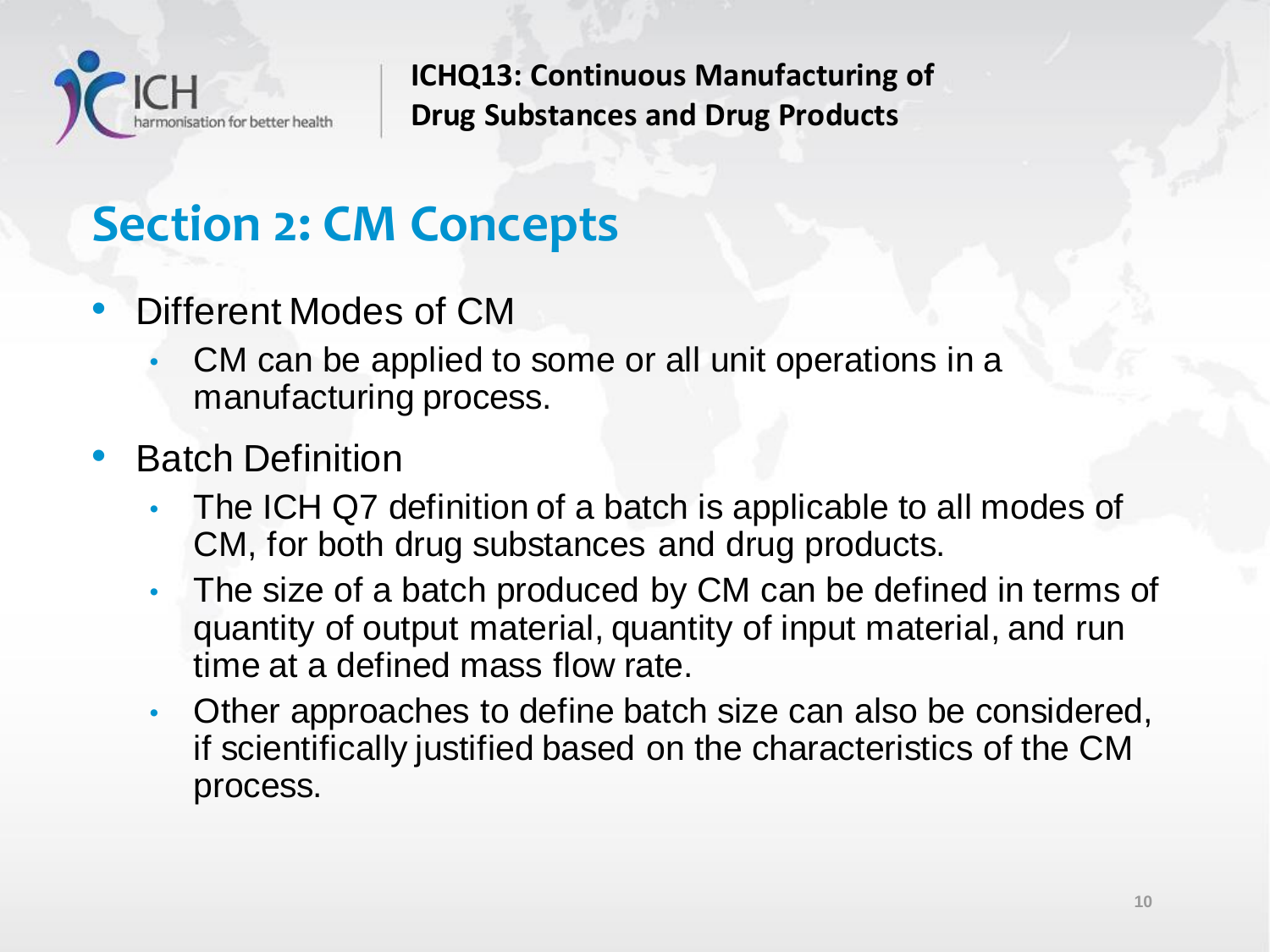## Section 2: CM Concepts

- Different Modes of CM
  - CM can be applied to some or all unit operations in a manufacturing process.
- Batch Definition
  - The ICH Q7 definition of a batch is applicable to all modes of CM, for both drug substances and drug products.
  - The size of a batch produced by CM can be defined in terms of quantity of output material, quantity of input material, and run time at a defined mass flow rate.
  - Other approaches to define batch size can also be considered, if scientifically justified based on the characteristics of the CM process.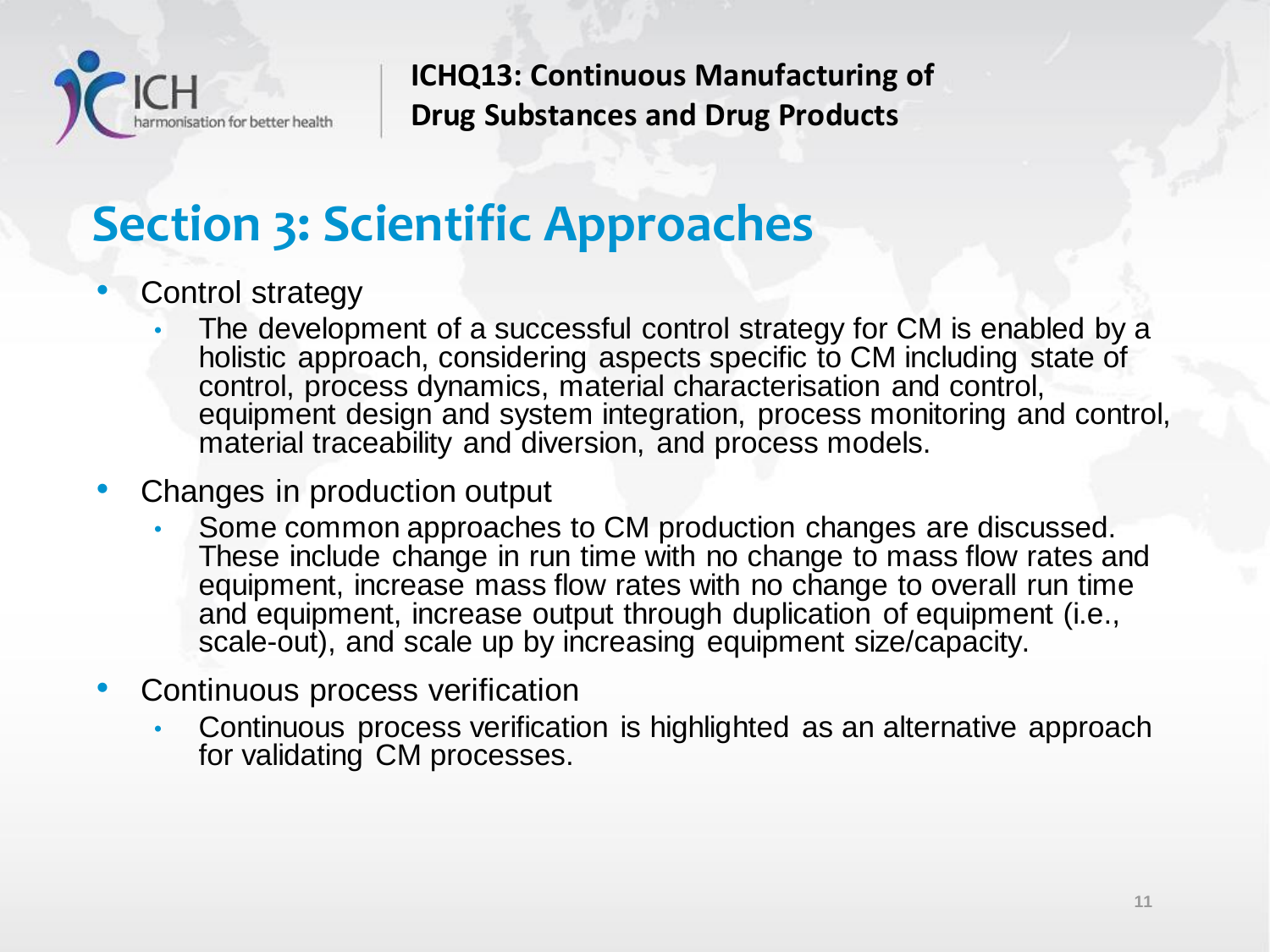# Section 3: Scientific Approaches

- Control strategy
  - The development of a successful control strategy for CM is enabled by a holistic approach, considering aspects specific to CM including state of control, process dynamics, material characterisation and control, equipment design and system integration, process monitoring and control, material traceability and diversion, and process models.
- Changes in production output
  - Some common approaches to CM production changes are discussed. These include change in run time with no change to mass flow rates and equipment, increase mass flow rates with no change to overall run time and equipment, increase output through duplication of equipment (i.e., scale-out), and scale up by increasing equipment size/capacity.
- Continuous process verification
  - Continuous process verification is highlighted as an alternative approach for validating CM processes.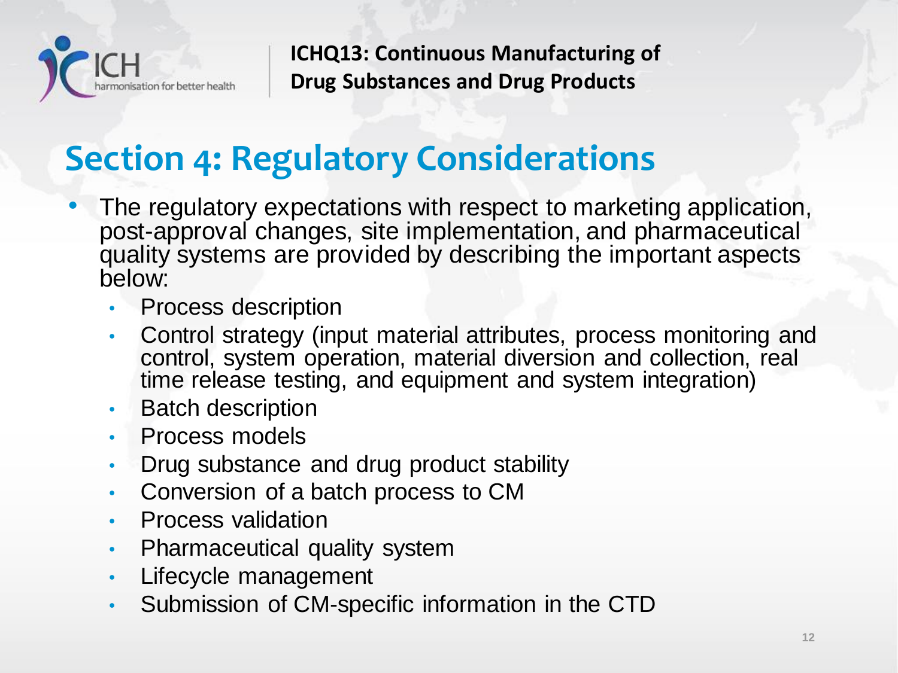## Section 4: Regulatory Considerations

- The regulatory expectations with respect to marketing application, post-approval changes, site implementation, and pharmaceutical quality systems are provided by describing the important aspects below:
  - Process description
  - Control strategy (input material attributes, process monitoring and control, system operation, material diversion and collection, real time release testing, and equipment and system integration)
  - Batch description
  - Process models
  - Drug substance and drug product stability
  - Conversion of a batch process to CM
  - Process validation
  - Pharmaceutical quality system
  - Lifecycle management
  - Submission of CM-specific information in the CTD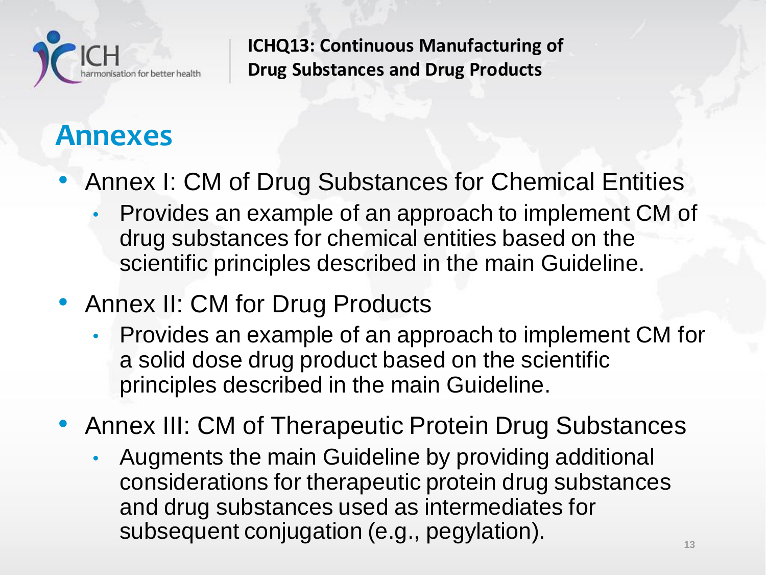## Annexes

- Annex I: CM of Drug Substances for Chemical Entities
  - Provides an example of an approach to implement CM of drug substances for chemical entities based on the scientific principles described in the main Guideline.
- Annex II: CM for Drug Products
  - Provides an example of an approach to implement CM for a solid dose drug product based on the scientific principles described in the main Guideline.
- Annex III: CM of Therapeutic Protein Drug Substances
  - Augments the main Guideline by providing additional considerations for therapeutic protein drug substances and drug substances used as intermediates for subsequent conjugation (e.g., pegylation).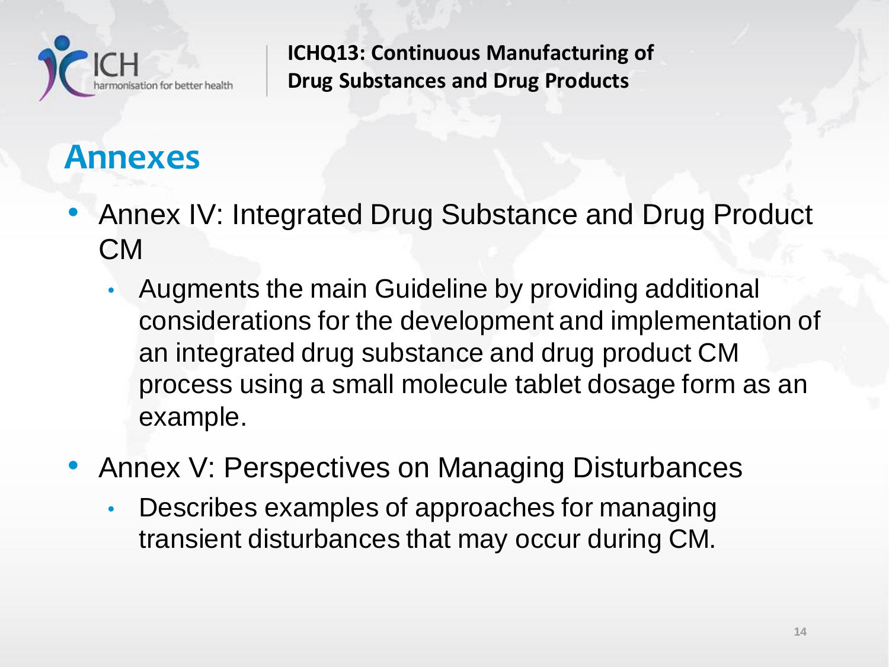## Annexes

- Annex IV: Integrated Drug Substance and Drug Product CM
  - Augments the main Guideline by providing additional considerations for the development and implementation of an integrated drug substance and drug product CM process using a small molecule tablet dosage form as an example.
- Annex V: Perspectives on Managing Disturbances
  - Describes examples of approaches for managing transient disturbances that may occur during CM.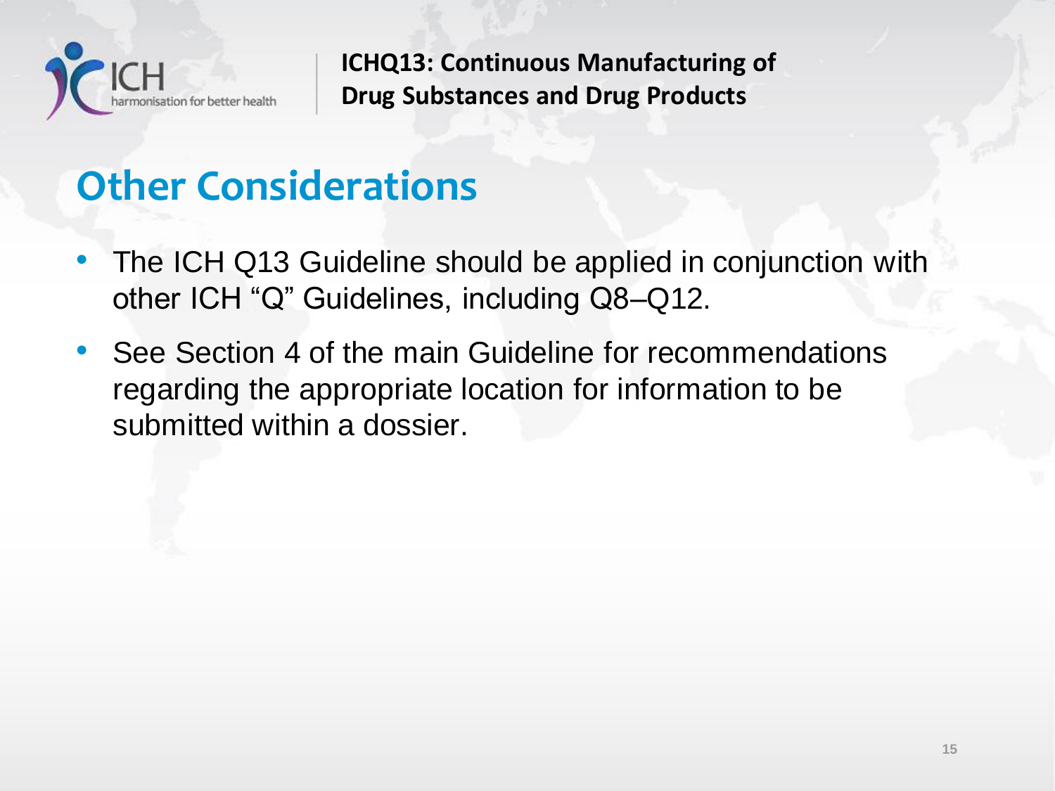## Other Considerations

- The ICH Q13 Guideline should be applied in conjunction with other ICH "Q" Guidelines, including Q8–Q12.
- See Section 4 of the main Guideline for recommendations regarding the appropriate location for information to be submitted within a dossier.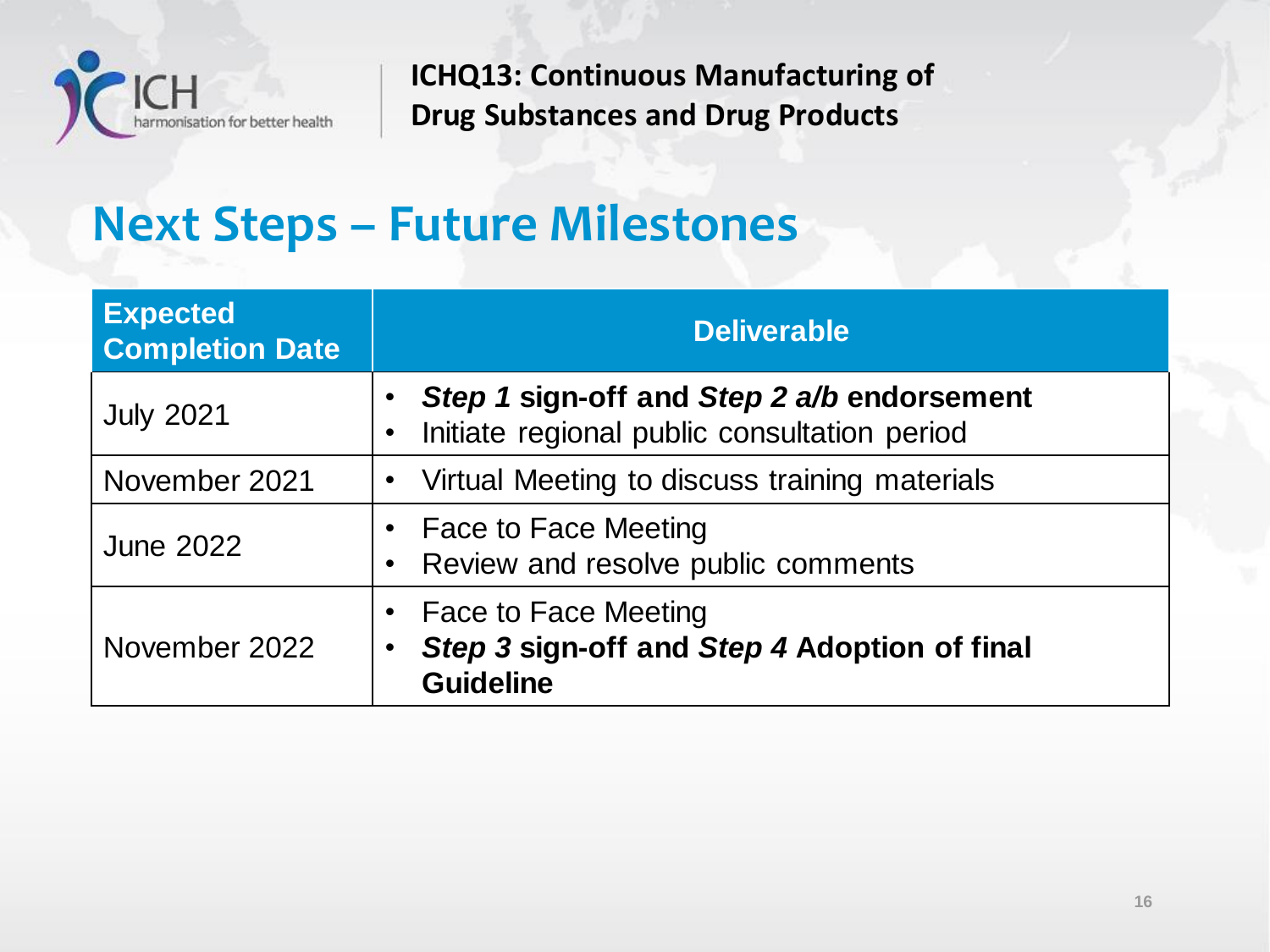# Next Steps – Future Milestones

| Expected Completion Date | Deliverable |
|---|---|
| July 2021 | • ***Step 1* sign-off and *Step 2 a/b* endorsement**<br>• Initiate regional public consultation period |
| November 2021 | • Virtual Meeting to discuss training materials |
| June 2022 | • Face to Face Meeting<br>• Review and resolve public comments |
| November 2022 | • Face to Face Meeting<br>• ***Step 3* sign-off and *Step 4* Adoption of final Guideline** |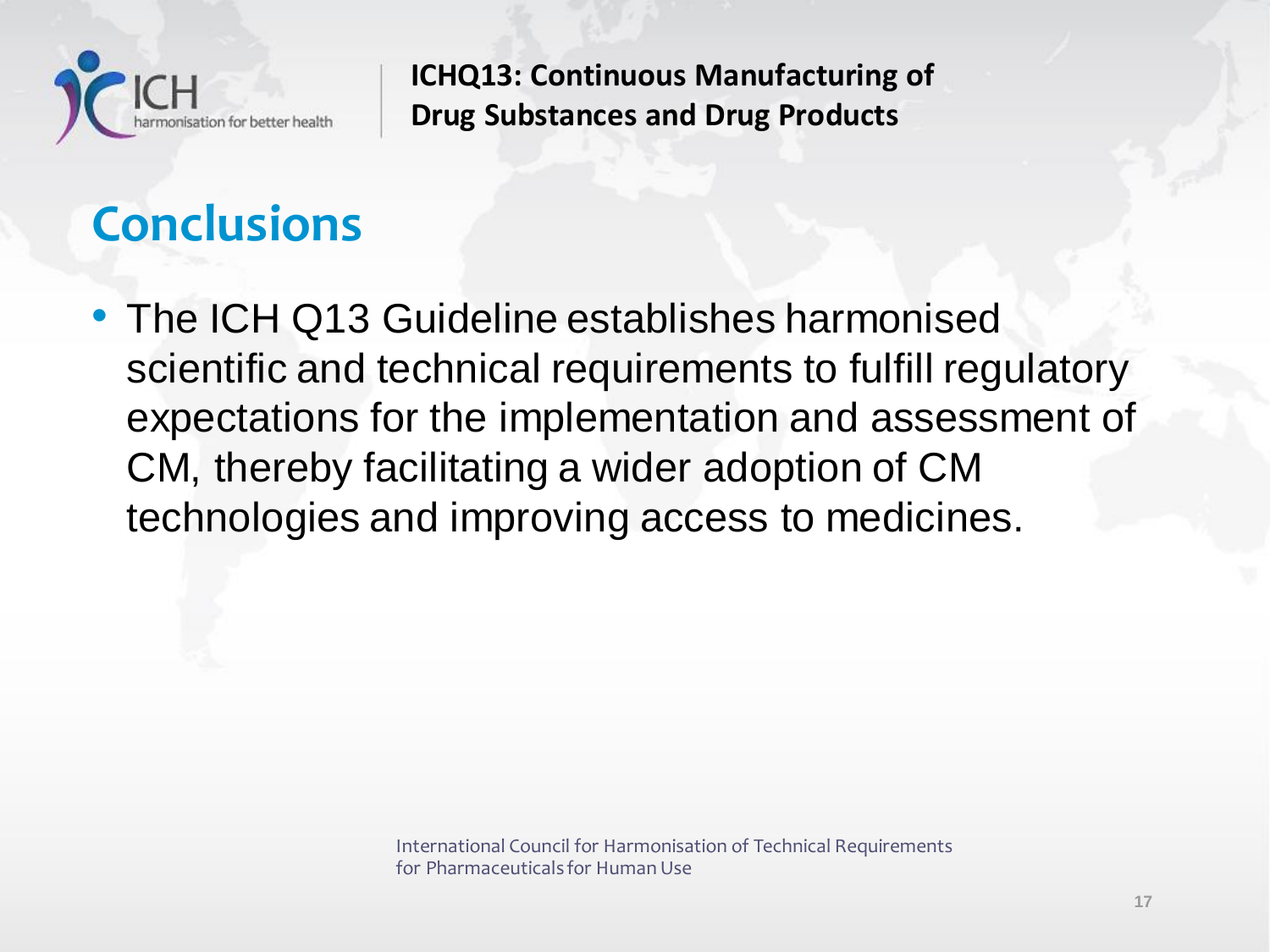## Conclusions

- The ICH Q13 Guideline establishes harmonised scientific and technical requirements to fulfill regulatory expectations for the implementation and assessment of CM, thereby facilitating a wider adoption of CM technologies and improving access to medicines.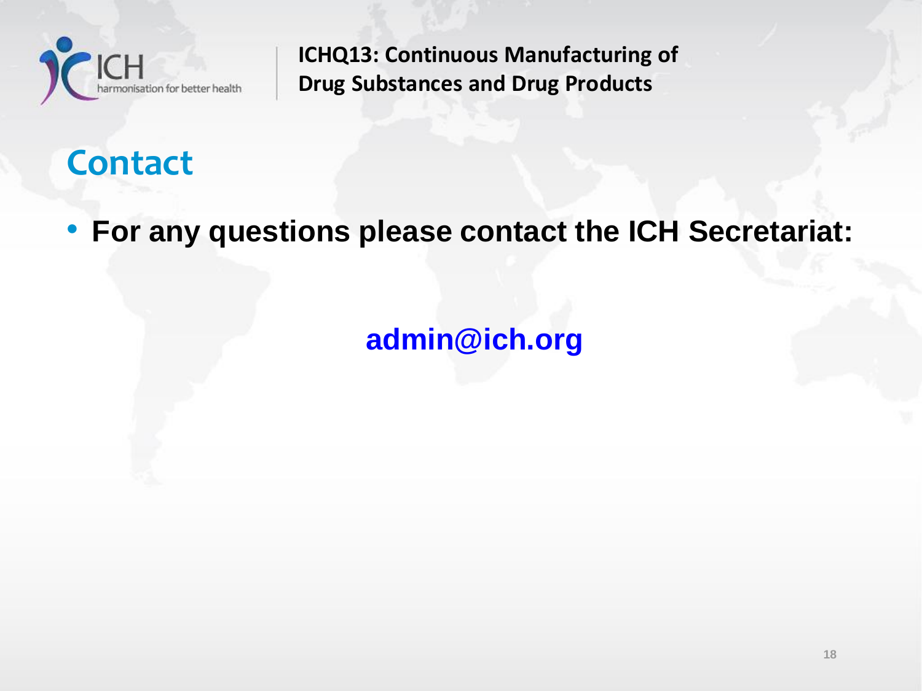## Contact

- **For any questions please contact the ICH Secretariat:**

**admin@ich.org**